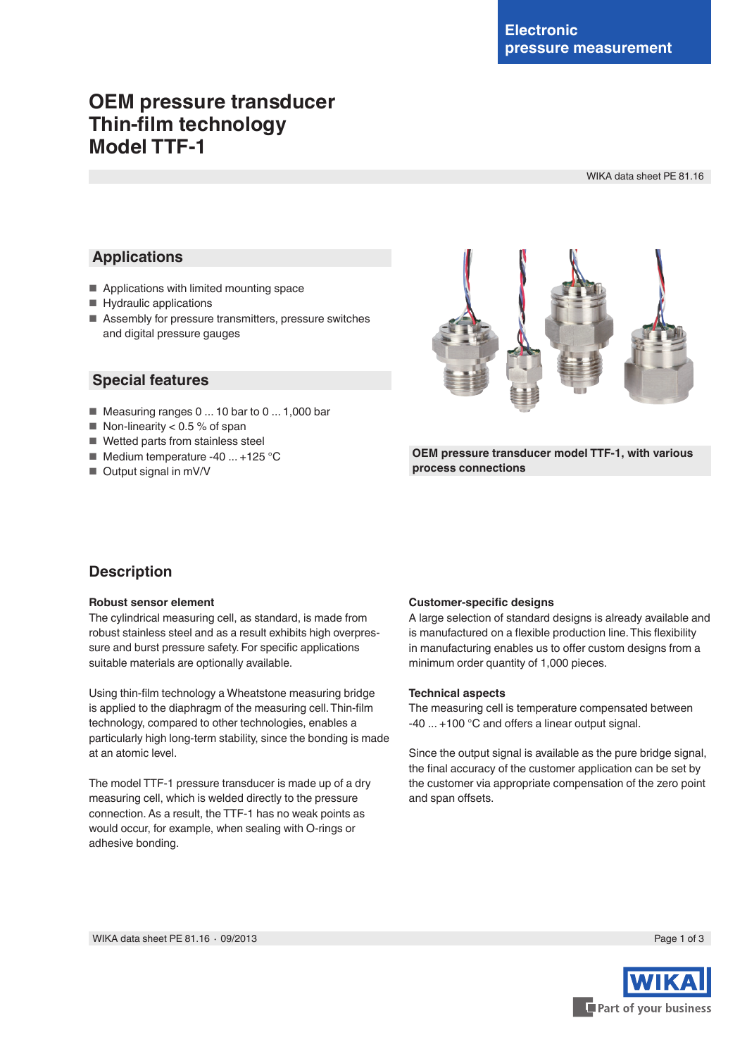Electronic pressure measurement

# OEM pressure transducer
# Thin-film technology
# Model TTF-1

WIKA data sheet PE 81.16

## Applications

- Applications with limited mounting space
- Hydraulic applications
- Assembly for pressure transmitters, pressure switches and digital pressure gauges

## Special features

- Measuring ranges 0 ... 10 bar to 0 ... 1,000 bar
- Non-linearity < 0.5 % of span
- Wetted parts from stainless steel
- Medium temperature -40 ... +125 °C
- Output signal in mV/V

**OEM pressure transducer model TTF-1, with various process connections**

## Description

**Robust sensor element**

The cylindrical measuring cell, as standard, is made from robust stainless steel and as a result exhibits high overpressure and burst pressure safety. For specific applications suitable materials are optionally available.

Using thin-film technology a Wheatstone measuring bridge is applied to the diaphragm of the measuring cell. Thin-film technology, compared to other technologies, enables a particularly high long-term stability, since the bonding is made at an atomic level.

The model TTF-1 pressure transducer is made up of a dry measuring cell, which is welded directly to the pressure connection. As a result, the TTF-1 has no weak points as would occur, for example, when sealing with O-rings or adhesive bonding.

**Customer-specific designs**

A large selection of standard designs is already available and is manufactured on a flexible production line. This flexibility in manufacturing enables us to offer custom designs from a minimum order quantity of 1,000 pieces.

**Technical aspects**

The measuring cell is temperature compensated between -40 ... +100 °C and offers a linear output signal.

Since the output signal is available as the pure bridge signal, the final accuracy of the customer application can be set by the customer via appropriate compensation of the zero point and span offsets.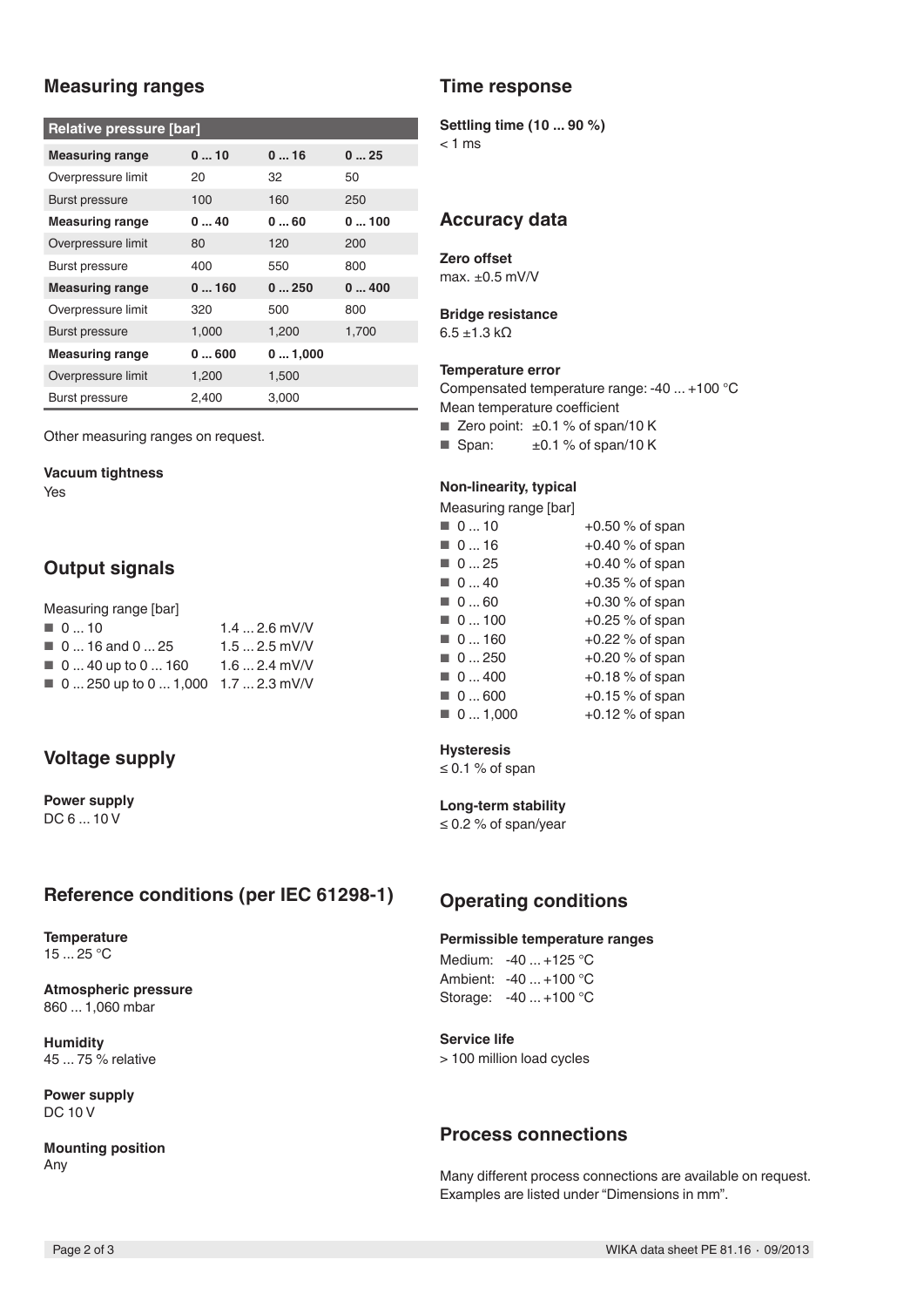## Measuring ranges

| Relative pressure [bar] | | | |
|---|---|---|---|
| **Measuring range** | **0 ... 10** | **0 ... 16** | **0 ... 25** |
| Overpressure limit | 20 | 32 | 50 |
| Burst pressure | 100 | 160 | 250 |
| **Measuring range** | **0 ... 40** | **0 ... 60** | **0 ... 100** |
| Overpressure limit | 80 | 120 | 200 |
| Burst pressure | 400 | 550 | 800 |
| **Measuring range** | **0 ... 160** | **0 ... 250** | **0 ... 400** |
| Overpressure limit | 320 | 500 | 800 |
| Burst pressure | 1,000 | 1,200 | 1,700 |
| **Measuring range** | **0 ... 600** | **0 ... 1,000** | |
| Overpressure limit | 1,200 | 1,500 | |
| Burst pressure | 2,400 | 3,000 | |

Other measuring ranges on request.

**Vacuum tightness**
Yes

## Output signals

Measuring range [bar]

- 0 ... 10 — 1.4 ... 2.6 mV/V
- 0 ... 16 and 0 ... 25 — 1.5 ... 2.5 mV/V
- 0 ... 40 up to 0 ... 160 — 1.6 ... 2.4 mV/V
- 0 ... 250 up to 0 ... 1,000 — 1.7 ... 2.3 mV/V

## Voltage supply

**Power supply**
DC 6 ... 10 V

## Reference conditions (per IEC 61298-1)

**Temperature**
15 ... 25 °C

**Atmospheric pressure**
860 ... 1,060 mbar

**Humidity**
45 ... 75 % relative

**Power supply**
DC 10 V

**Mounting position**
Any

## Time response

**Settling time (10 ... 90 %)**
< 1 ms

## Accuracy data

**Zero offset**
max. ±0.5 mV/V

**Bridge resistance**
6.5 ±1.3 kΩ

**Temperature error**
Compensated temperature range: -40 ... +100 °C
Mean temperature coefficient

- Zero point: ±0.1 % of span/10 K
- Span: ±0.1 % of span/10 K

**Non-linearity, typical**

Measuring range [bar]

- 0 ... 10 — +0.50 % of span
- 0 ... 16 — +0.40 % of span
- 0 ... 25 — +0.40 % of span
- 0 ... 40 — +0.35 % of span
- 0 ... 60 — +0.30 % of span
- 0 ... 100 — +0.25 % of span
- 0 ... 160 — +0.22 % of span
- 0 ... 250 — +0.20 % of span
- 0 ... 400 — +0.18 % of span
- 0 ... 600 — +0.15 % of span
- 0 ... 1,000 — +0.12 % of span

**Hysteresis**
≤ 0.1 % of span

**Long-term stability**
≤ 0.2 % of span/year

## Operating conditions

**Permissible temperature ranges**

Medium: -40 ... +125 °C
Ambient: -40 ... +100 °C
Storage: -40 ... +100 °C

**Service life**
> 100 million load cycles

## Process connections

Many different process connections are available on request. Examples are listed under "Dimensions in mm".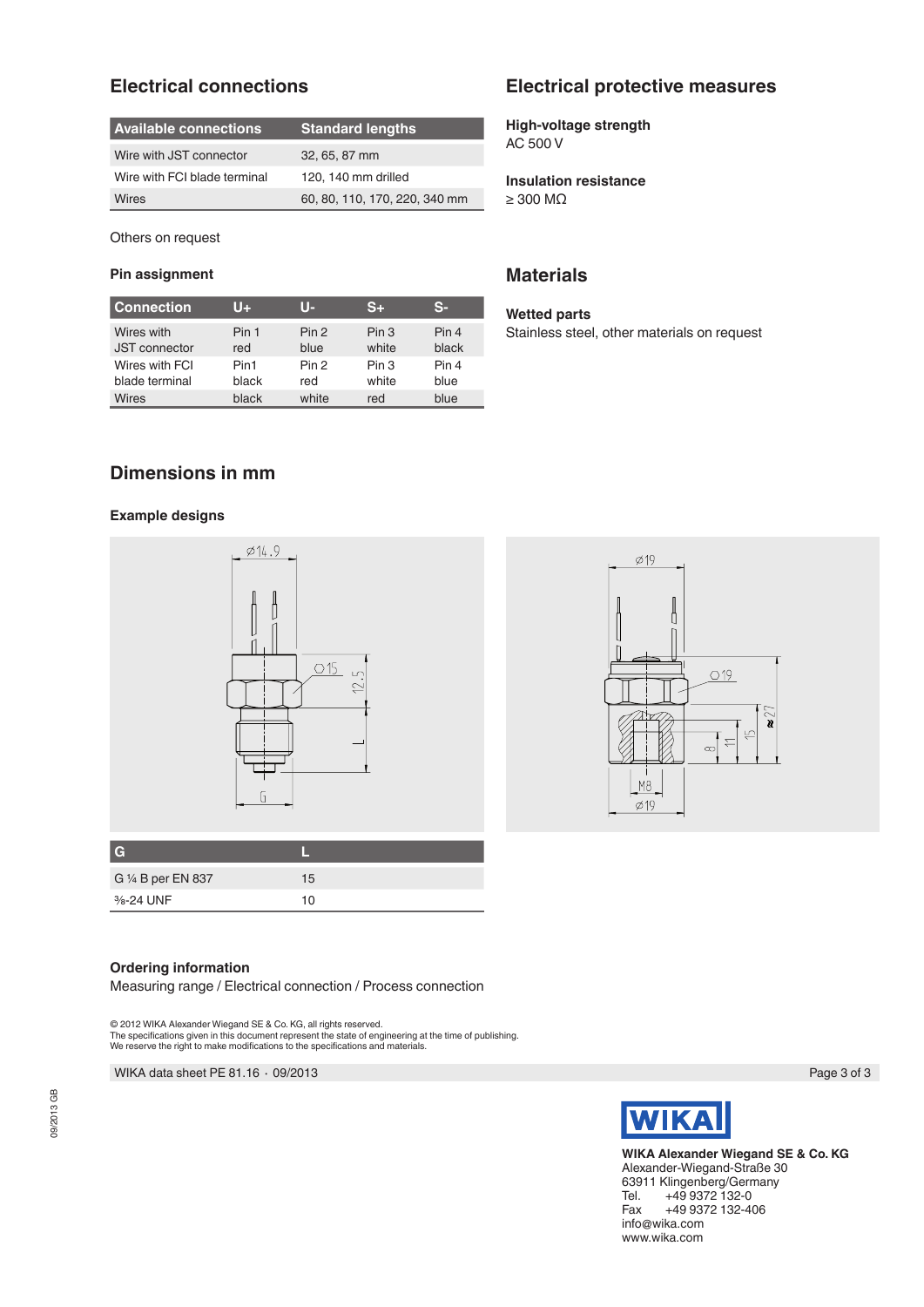## Electrical connections

| Available connections | Standard lengths |
|---|---|
| Wire with JST connector | 32, 65, 87 mm |
| Wire with FCI blade terminal | 120, 140 mm drilled |
| Wires | 60, 80, 110, 170, 220, 340 mm |

Others on request

### Pin assignment

| Connection | U+ | U- | S+ | S- |
|---|---|---|---|---|
| Wires with JST connector | Pin 1 red | Pin 2 blue | Pin 3 white | Pin 4 black |
| Wires with FCI blade terminal | Pin1 black | Pin 2 red | Pin 3 white | Pin 4 blue |
| Wires | black | white | red | blue |

## Electrical protective measures

**High-voltage strength**
AC 500 V

**Insulation resistance**
≥ 300 MΩ

## Materials

**Wetted parts**
Stainless steel, other materials on request

## Dimensions in mm

### Example designs

Ø14.9
⬡15
12.5
L
G

Ø19
⬡19
≈ 27
15
11
8
M8
Ø19

| G | L |
|---|---|
| G ¼ B per EN 837 | 15 |
| ⅜-24 UNF | 10 |

### Ordering information

Measuring range / Electrical connection / Process connection

© 2012 WIKA Alexander Wiegand SE & Co. KG, all rights reserved.
The specifications given in this document represent the state of engineering at the time of publishing.
We reserve the right to make modifications to the specifications and materials.

WIKA data sheet PE 81.16 · 09/2013

**WIKA Alexander Wiegand SE & Co. KG**
Alexander-Wiegand-Straße 30
63911 Klingenberg/Germany
Tel. +49 9372 132-0
Fax +49 9372 132-406
info@wika.com
www.wika.com